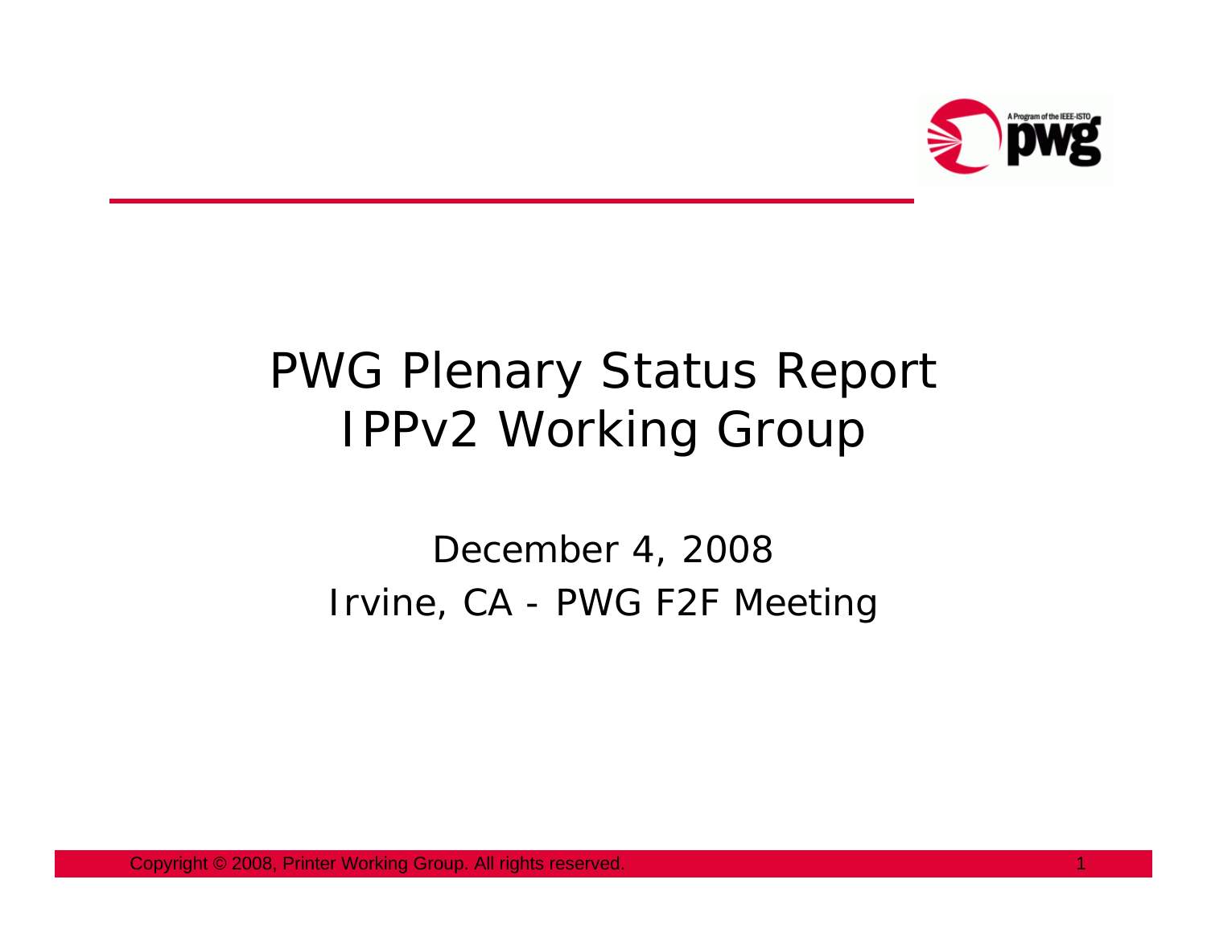# PWG Plenary Status Report
# IPPv2 Working Group

December 4, 2008

Irvine, CA - PWG F2F Meeting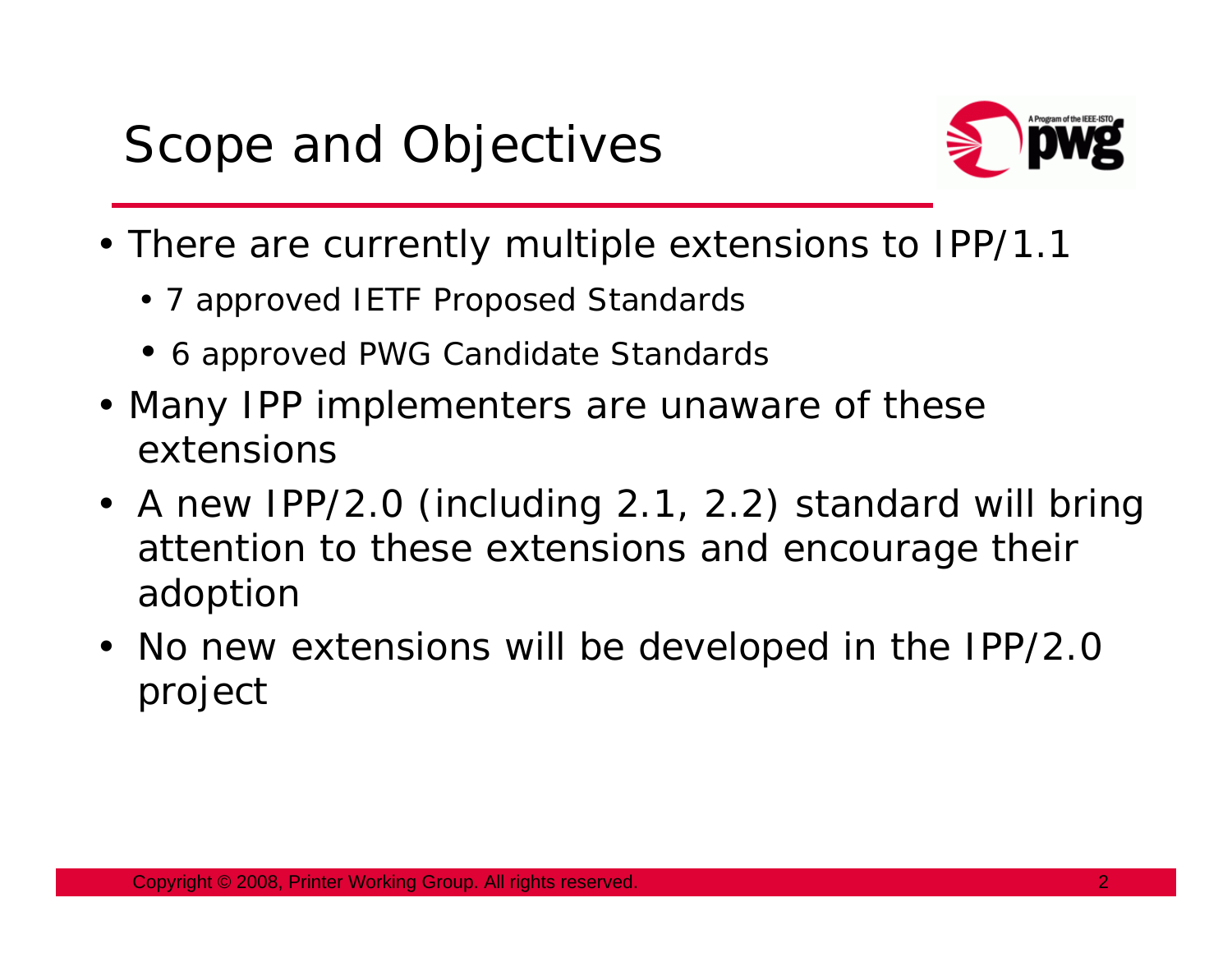# Scope and Objectives

- There are currently multiple extensions to IPP/1.1
  - 7 approved IETF Proposed Standards
  - 6 approved PWG Candidate Standards
- Many IPP implementers are unaware of these extensions
- A new IPP/2.0 (including 2.1, 2.2) standard will bring attention to these extensions and encourage their adoption
- No new extensions will be developed in the IPP/2.0 project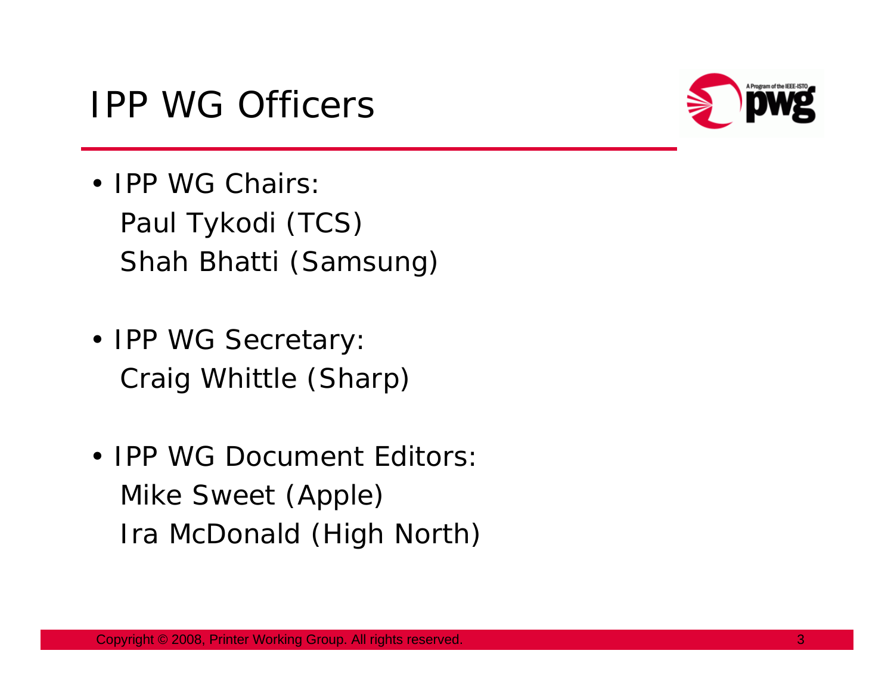# IPP WG Officers

- IPP WG Chairs:
  Paul Tykodi (TCS)
  Shah Bhatti (Samsung)

- IPP WG Secretary:
  Craig Whittle (Sharp)

- IPP WG Document Editors:
  Mike Sweet (Apple)
  Ira McDonald (High North)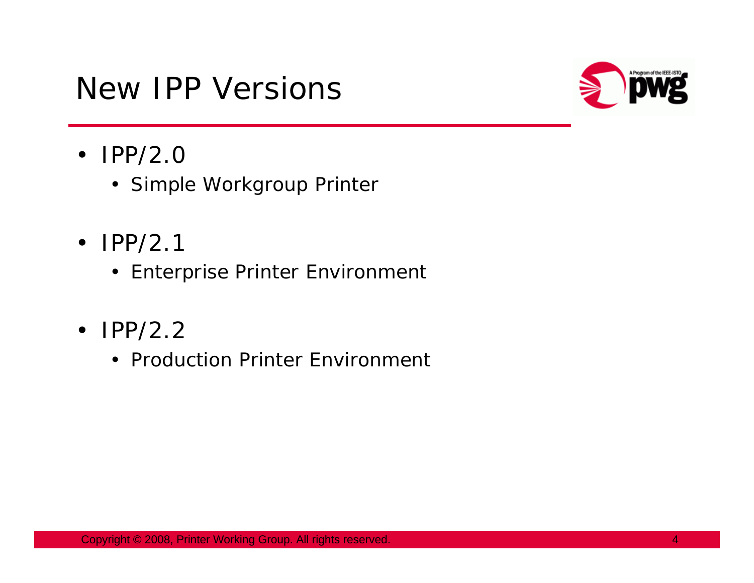# New IPP Versions

- IPP/2.0
  - Simple Workgroup Printer
- IPP/2.1
  - Enterprise Printer Environment
- IPP/2.2
  - Production Printer Environment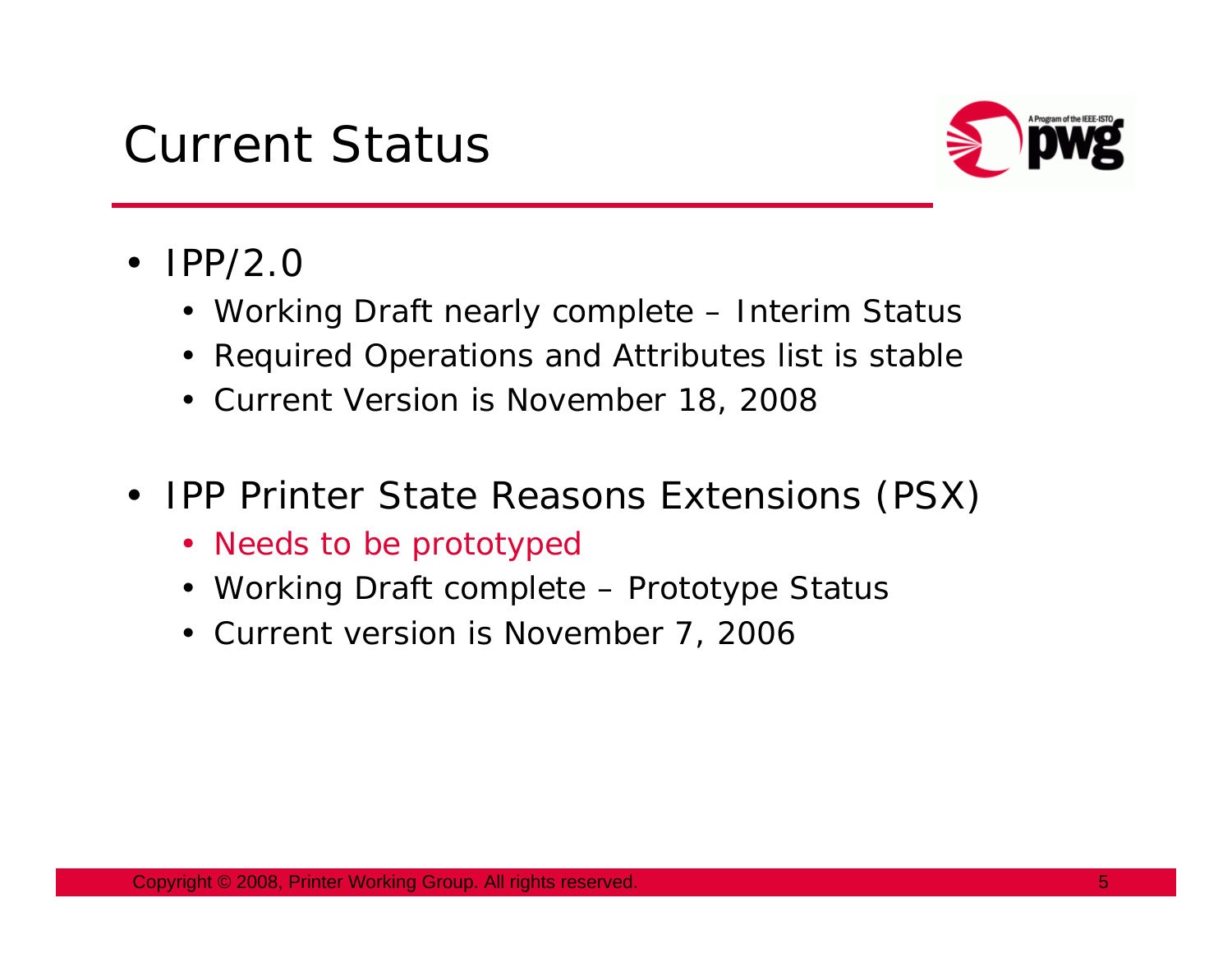# Current Status

- IPP/2.0
  - Working Draft nearly complete – Interim Status
  - Required Operations and Attributes list is stable
  - Current Version is November 18, 2008
- IPP Printer State Reasons Extensions (PSX)
  - Needs to be prototyped
  - Working Draft complete – Prototype Status
  - Current version is November 7, 2006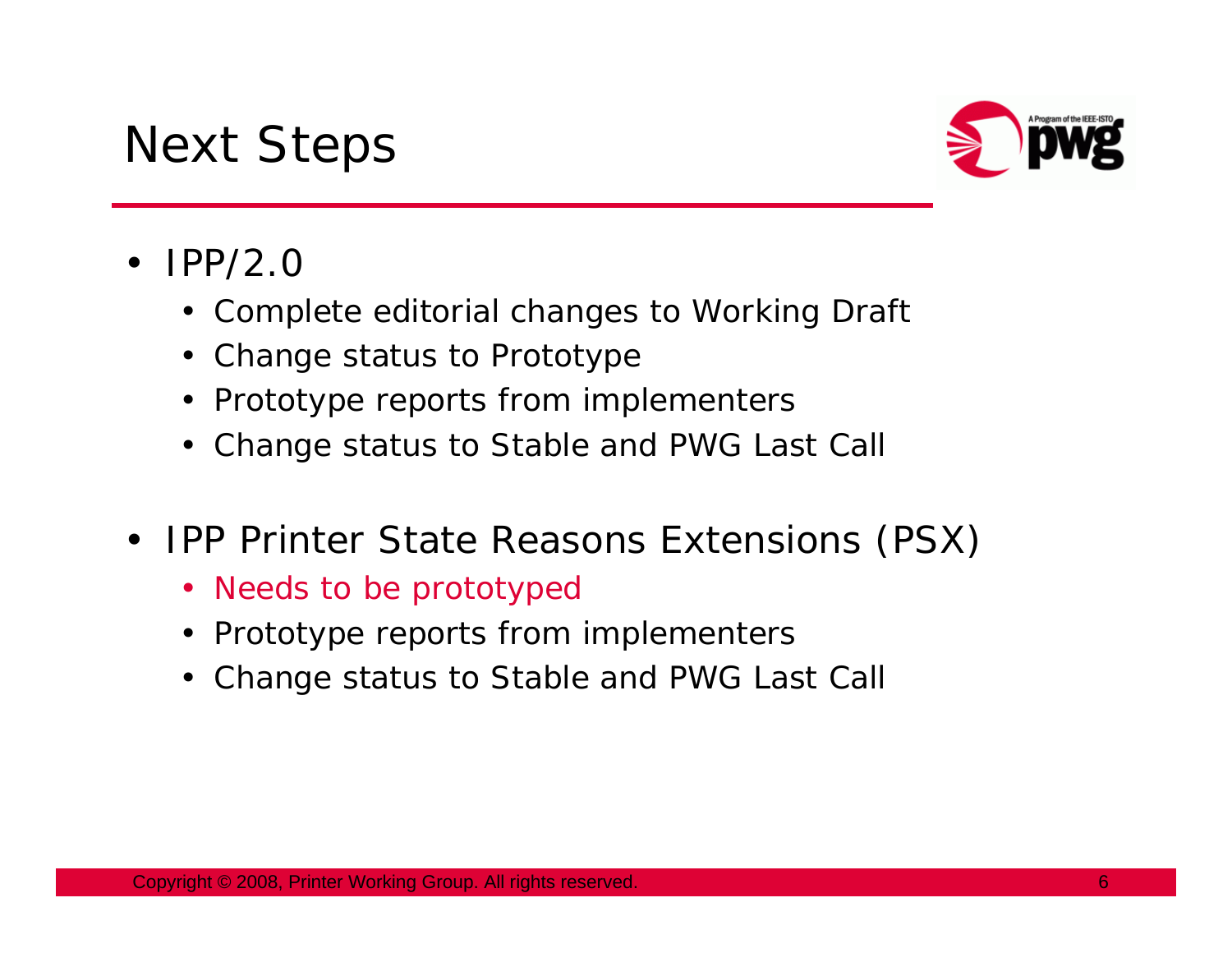# Next Steps

- IPP/2.0
  - Complete editorial changes to Working Draft
  - Change status to Prototype
  - Prototype reports from implementers
  - Change status to Stable and PWG Last Call
- IPP Printer State Reasons Extensions (PSX)
  - Needs to be prototyped
  - Prototype reports from implementers
  - Change status to Stable and PWG Last Call

Copyright © 2008, Printer Working Group. All rights reserved.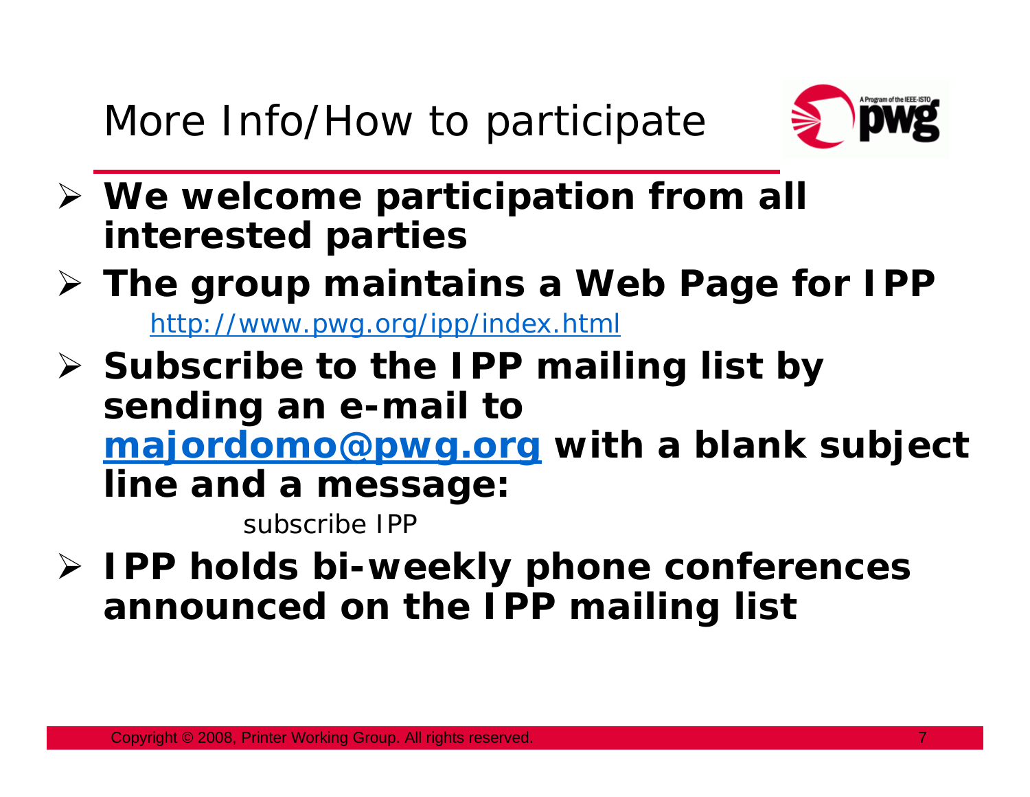# More Info/How to participate

- **We welcome participation from all interested parties**
- **The group maintains a Web Page for IPP**

  http://www.pwg.org/ipp/index.html

- **Subscribe to the IPP mailing list by sending an e-mail to majordomo@pwg.org with a blank subject line and a message:**

  subscribe IPP

- **IPP holds bi-weekly phone conferences announced on the IPP mailing list**

Copyright © 2008, Printer Working Group. All rights reserved.